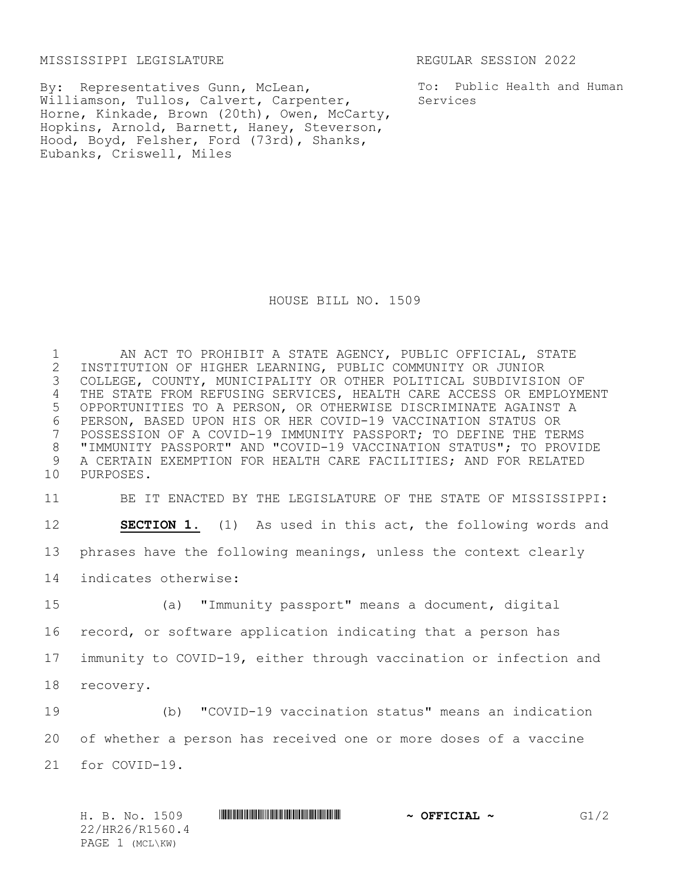MISSISSIPPI LEGISLATURE REGULAR SESSION 2022

By: Representatives Gunn, McLean, Williamson, Tullos, Calvert, Carpenter, Horne, Kinkade, Brown (20th), Owen, McCarty, Hopkins, Arnold, Barnett, Haney, Steverson, Hood, Boyd, Felsher, Ford (73rd), Shanks, Eubanks, Criswell, Miles

To: Public Health and Human Services

# HOUSE BILL NO. 1509

AN ACT TO PROHIBIT A STATE AGENCY, PUBLIC OFFICIAL, STATE INSTITUTION OF HIGHER LEARNING, PUBLIC COMMUNITY OR JUNIOR COLLEGE, COUNTY, MUNICIPALITY OR OTHER POLITICAL SUBDIVISION OF THE STATE FROM REFUSING SERVICES, HEALTH CARE ACCESS OR EMPLOYMENT OPPORTUNITIES TO A PERSON, OR OTHERWISE DISCRIMINATE AGAINST A PERSON, BASED UPON HIS OR HER COVID-19 VACCINATION STATUS OR POSSESSION OF A COVID-19 IMMUNITY PASSPORT; TO DEFINE THE TERMS "IMMUNITY PASSPORT" AND "COVID-19 VACCINATION STATUS"; TO PROVIDE A CERTAIN EXEMPTION FOR HEALTH CARE FACILITIES; AND FOR RELATED PURPOSES.

BE IT ENACTED BY THE LEGISLATURE OF THE STATE OF MISSISSIPPI:

**SECTION 1.** (1) As used in this act, the following words and phrases have the following meanings, unless the context clearly indicates otherwise:

(a) "Immunity passport" means a document, digital record, or software application indicating that a person has immunity to COVID-19, either through vaccination or infection and recovery.

(b) "COVID-19 vaccination status" means an indication of whether a person has received one or more doses of a vaccine for COVID-19.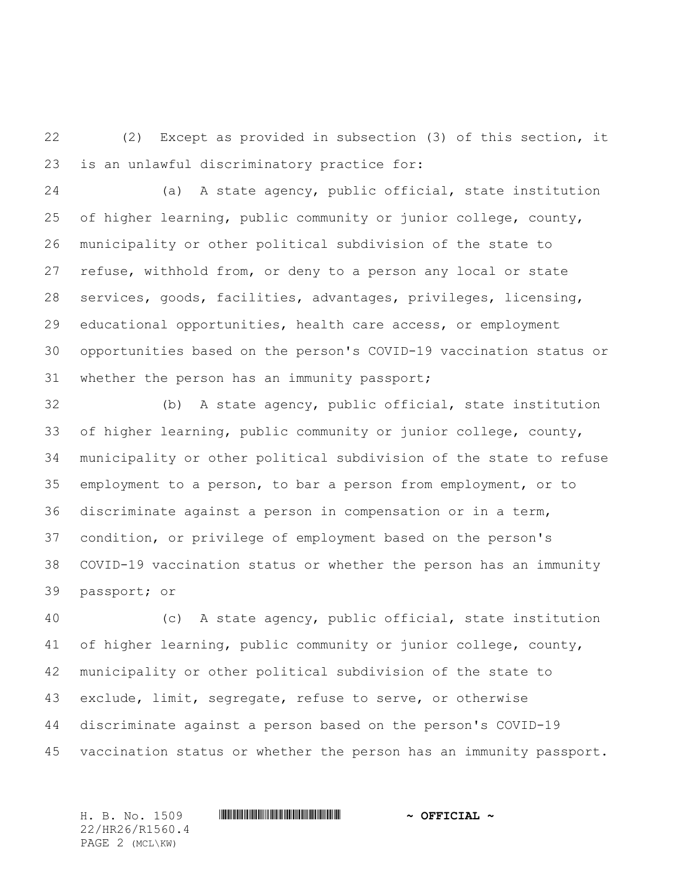(2) Except as provided in subsection (3) of this section, it is an unlawful discriminatory practice for:

(a) A state agency, public official, state institution of higher learning, public community or junior college, county, municipality or other political subdivision of the state to refuse, withhold from, or deny to a person any local or state services, goods, facilities, advantages, privileges, licensing, educational opportunities, health care access, or employment opportunities based on the person's COVID-19 vaccination status or whether the person has an immunity passport;

(b) A state agency, public official, state institution of higher learning, public community or junior college, county, municipality or other political subdivision of the state to refuse employment to a person, to bar a person from employment, or to discriminate against a person in compensation or in a term, condition, or privilege of employment based on the person's COVID-19 vaccination status or whether the person has an immunity passport; or

(c) A state agency, public official, state institution of higher learning, public community or junior college, county, municipality or other political subdivision of the state to exclude, limit, segregate, refuse to serve, or otherwise discriminate against a person based on the person's COVID-19 vaccination status or whether the person has an immunity passport.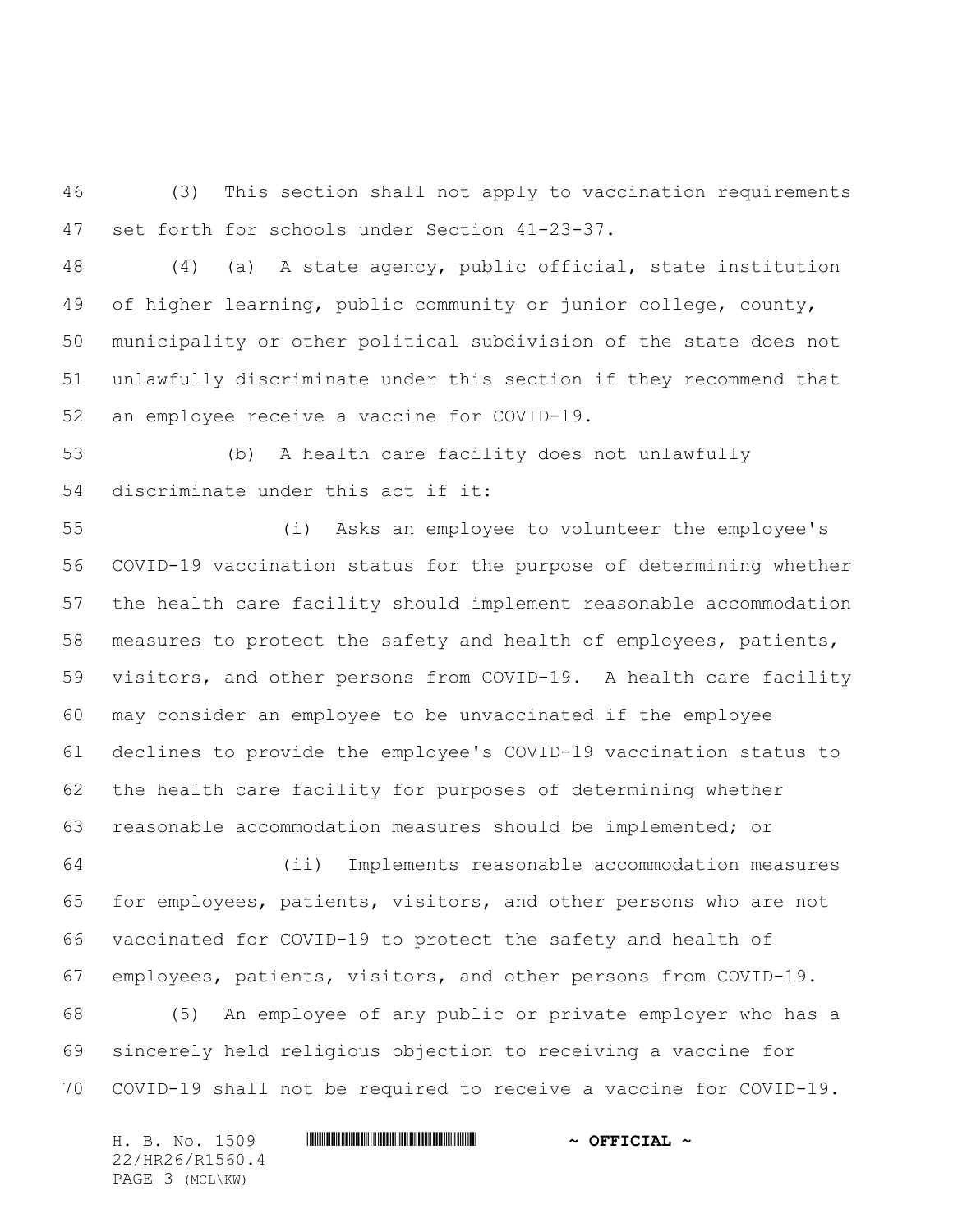(3) This section shall not apply to vaccination requirements set forth for schools under Section 41-23-37.

(4) (a) A state agency, public official, state institution of higher learning, public community or junior college, county, municipality or other political subdivision of the state does not unlawfully discriminate under this section if they recommend that an employee receive a vaccine for COVID-19.

(b) A health care facility does not unlawfully discriminate under this act if it:

(i) Asks an employee to volunteer the employee's COVID-19 vaccination status for the purpose of determining whether the health care facility should implement reasonable accommodation measures to protect the safety and health of employees, patients, visitors, and other persons from COVID-19. A health care facility may consider an employee to be unvaccinated if the employee declines to provide the employee's COVID-19 vaccination status to the health care facility for purposes of determining whether reasonable accommodation measures should be implemented; or

(ii) Implements reasonable accommodation measures for employees, patients, visitors, and other persons who are not vaccinated for COVID-19 to protect the safety and health of employees, patients, visitors, and other persons from COVID-19.

(5) An employee of any public or private employer who has a sincerely held religious objection to receiving a vaccine for COVID-19 shall not be required to receive a vaccine for COVID-19.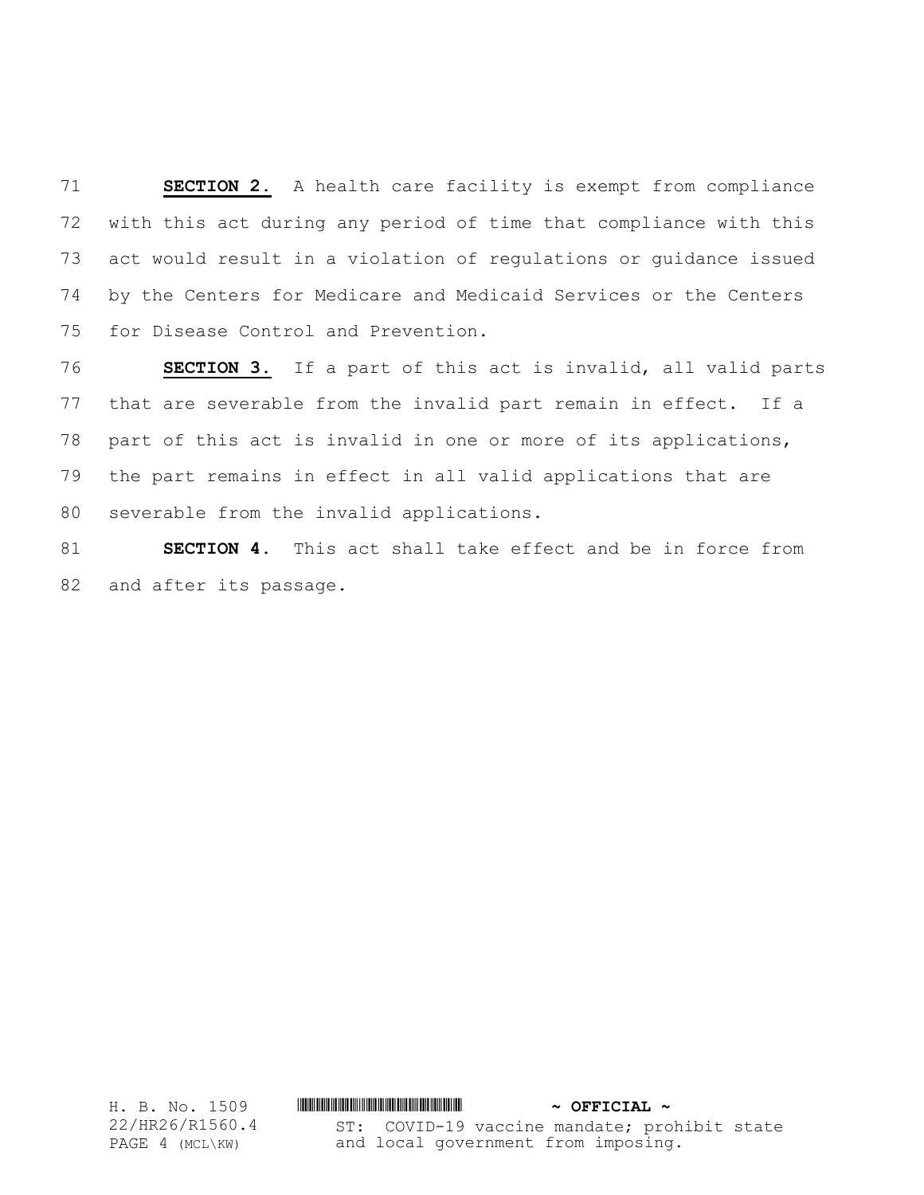**SECTION 2.** A health care facility is exempt from compliance with this act during any period of time that compliance with this act would result in a violation of regulations or guidance issued by the Centers for Medicare and Medicaid Services or the Centers for Disease Control and Prevention.

**SECTION 3.** If a part of this act is invalid, all valid parts that are severable from the invalid part remain in effect. If a part of this act is invalid in one or more of its applications, the part remains in effect in all valid applications that are severable from the invalid applications.

**SECTION 4.** This act shall take effect and be in force from and after its passage.